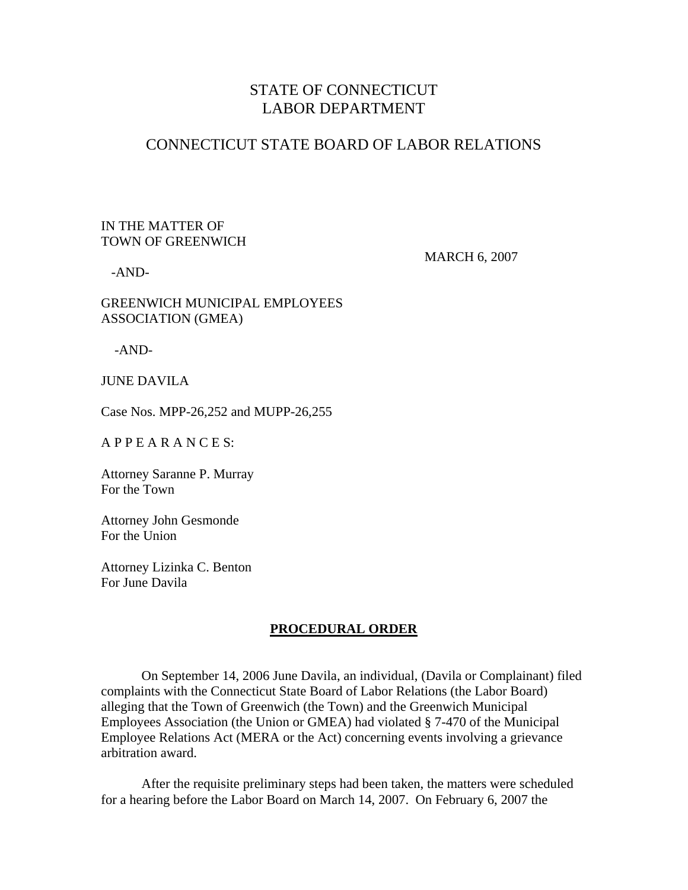# STATE OF CONNECTICUT
# LABOR DEPARTMENT

## CONNECTICUT STATE BOARD OF LABOR RELATIONS

IN THE MATTER OF
TOWN OF GREENWICH

MARCH 6, 2007

-AND-

GREENWICH MUNICIPAL EMPLOYEES
ASSOCIATION (GMEA)

-AND-

JUNE DAVILA

Case Nos. MPP-26,252 and MUPP-26,255

A P P E A R A N C E S:

Attorney Saranne P. Murray
For the Town

Attorney John Gesmonde
For the Union

Attorney Lizinka C. Benton
For June Davila

**PROCEDURAL ORDER**

On September 14, 2006 June Davila, an individual, (Davila or Complainant) filed complaints with the Connecticut State Board of Labor Relations (the Labor Board) alleging that the Town of Greenwich (the Town) and the Greenwich Municipal Employees Association (the Union or GMEA) had violated § 7-470 of the Municipal Employee Relations Act (MERA or the Act) concerning events involving a grievance arbitration award.

After the requisite preliminary steps had been taken, the matters were scheduled for a hearing before the Labor Board on March 14, 2007. On February 6, 2007 the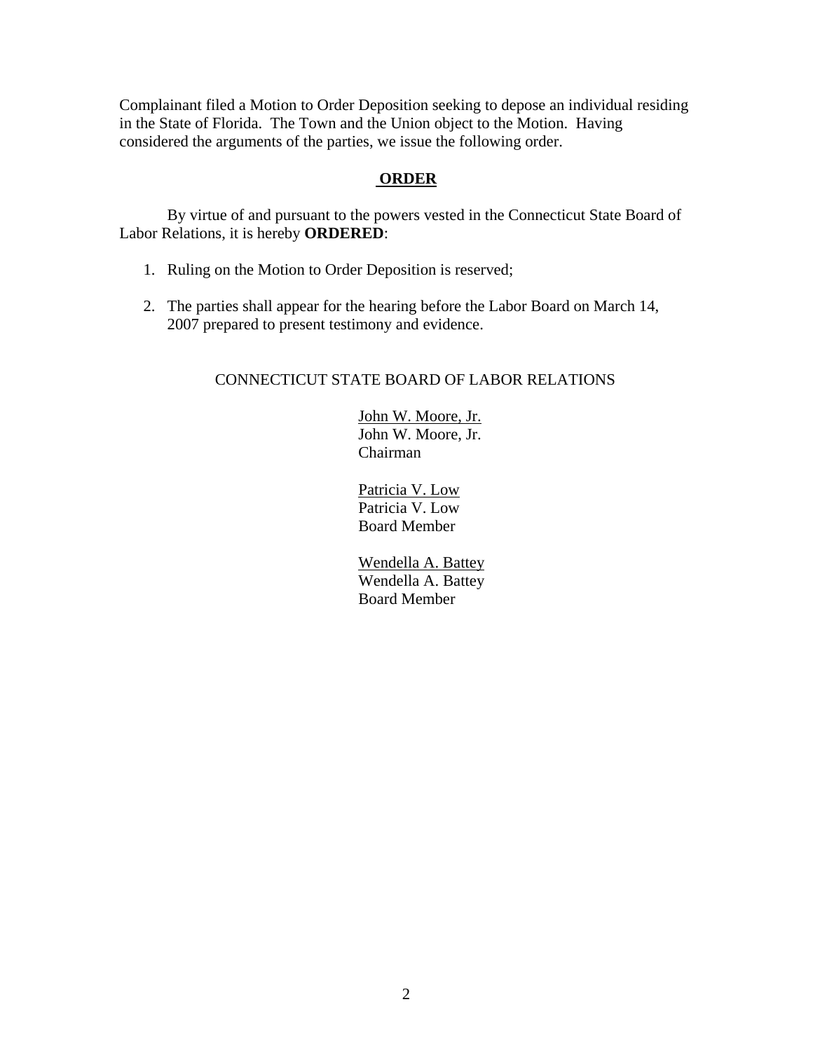Complainant filed a Motion to Order Deposition seeking to depose an individual residing in the State of Florida. The Town and the Union object to the Motion. Having considered the arguments of the parties, we issue the following order.

## ORDER

By virtue of and pursuant to the powers vested in the Connecticut State Board of Labor Relations, it is hereby **ORDERED**:

1. Ruling on the Motion to Order Deposition is reserved;

2. The parties shall appear for the hearing before the Labor Board on March 14, 2007 prepared to present testimony and evidence.

CONNECTICUT STATE BOARD OF LABOR RELATIONS

John W. Moore, Jr.
John W. Moore, Jr.
Chairman

Patricia V. Low
Patricia V. Low
Board Member

Wendella A. Battey
Wendella A. Battey
Board Member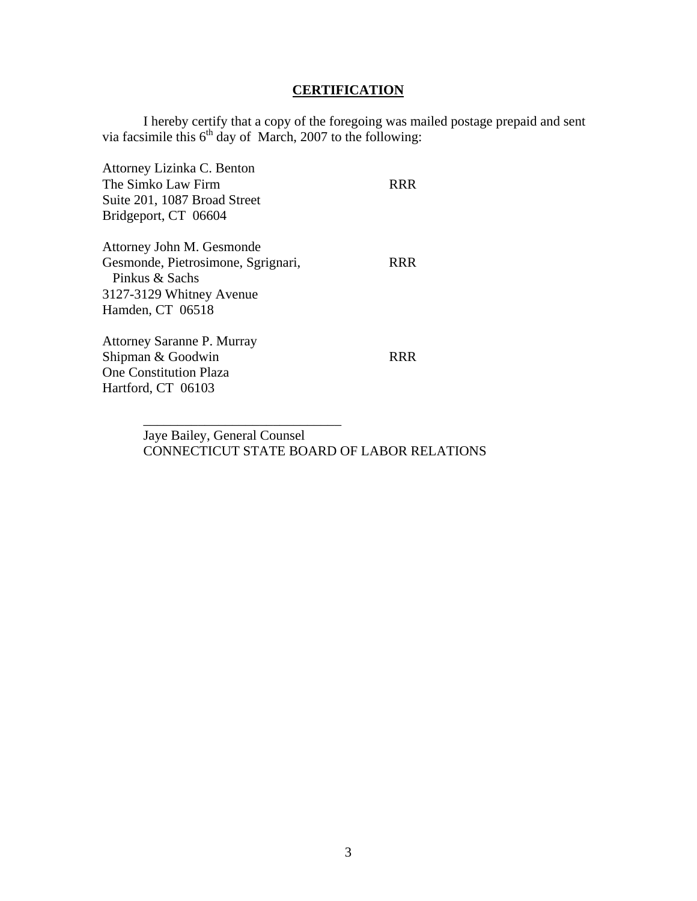## CERTIFICATION

I hereby certify that a copy of the foregoing was mailed postage prepaid and sent via facsimile this 6th day of March, 2007 to the following:

Attorney Lizinka C. Benton
The Simko Law Firm RRR
Suite 201, 1087 Broad Street
Bridgeport, CT 06604

Attorney John M. Gesmonde
Gesmonde, Pietrosimone, Sgrignari, RRR
Pinkus & Sachs
3127-3129 Whitney Avenue
Hamden, CT 06518

Attorney Saranne P. Murray
Shipman & Goodwin RRR
One Constitution Plaza
Hartford, CT 06103

_____________________________
Jaye Bailey, General Counsel
CONNECTICUT STATE BOARD OF LABOR RELATIONS